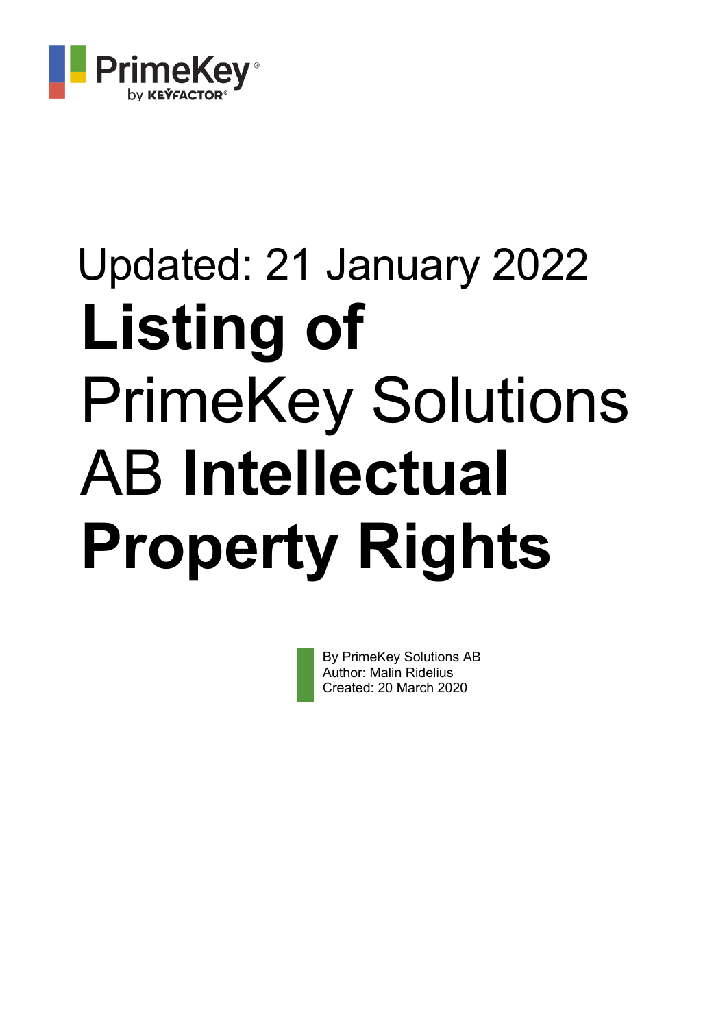Updated: 21 January 2022

# **Listing of** PrimeKey Solutions AB **Intellectual Property Rights**

By PrimeKey Solutions AB
Author: Malin Ridelius
Created: 20 March 2020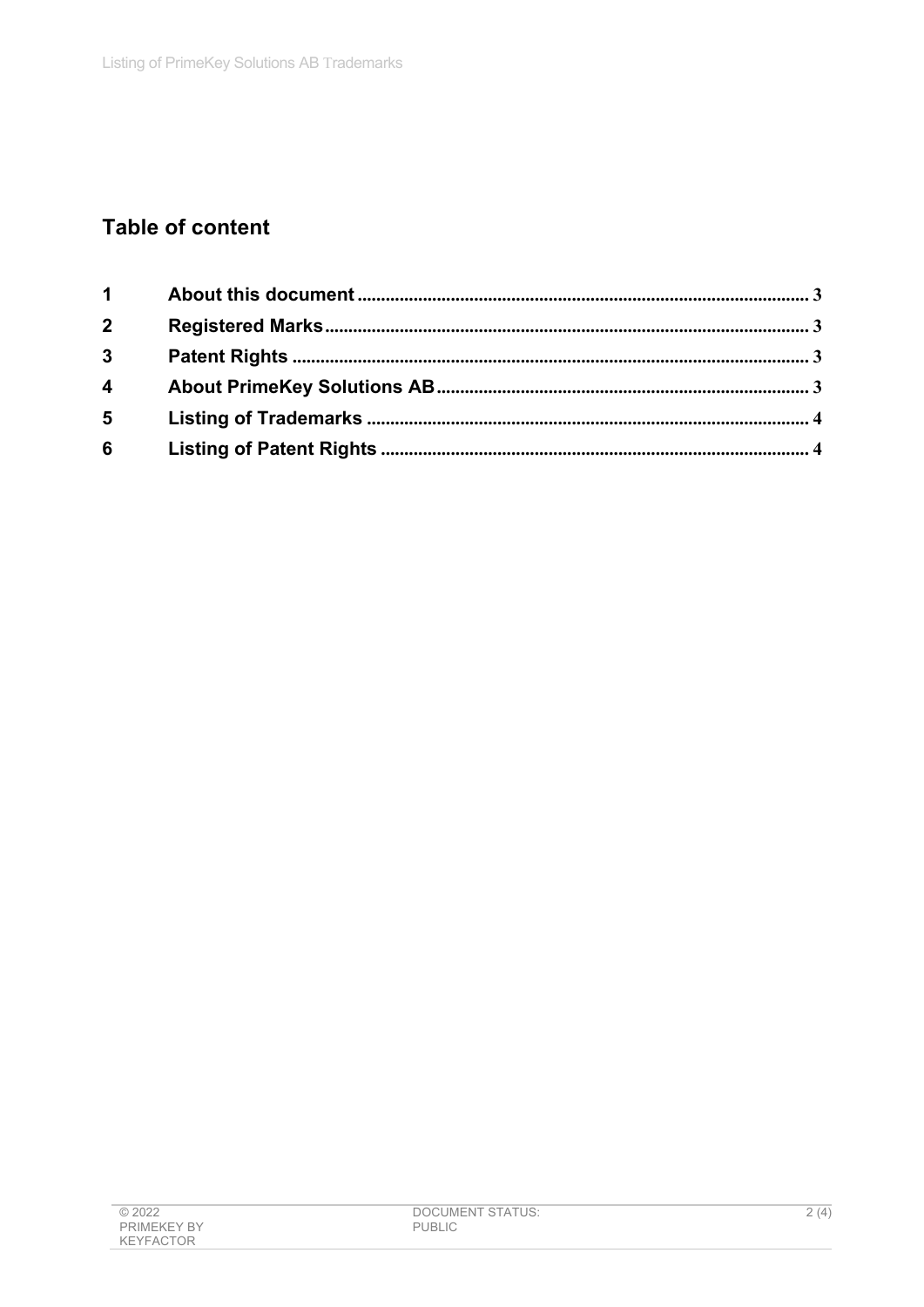## Table of content

| | | |
|---|---|---|
| 1 | About this document | 3 |
| 2 | Registered Marks | 3 |
| 3 | Patent Rights | 3 |
| 4 | About PrimeKey Solutions AB | 3 |
| 5 | Listing of Trademarks | 4 |
| 6 | Listing of Patent Rights | 4 |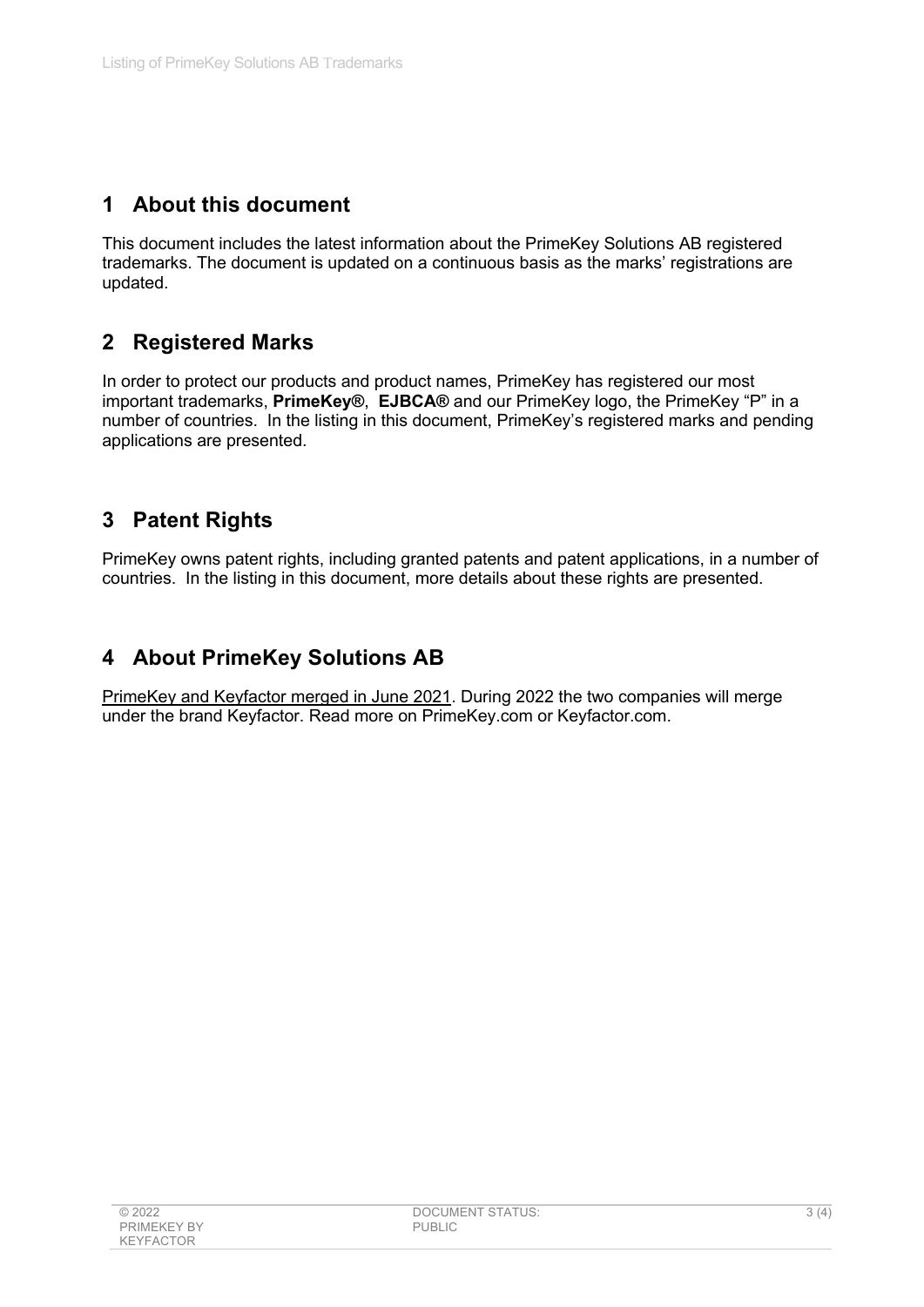# 1 About this document

This document includes the latest information about the PrimeKey Solutions AB registered trademarks. The document is updated on a continuous basis as the marks' registrations are updated.

# 2 Registered Marks

In order to protect our products and product names, PrimeKey has registered our most important trademarks, **PrimeKey®**, **EJBCA®** and our PrimeKey logo, the PrimeKey "P" in a number of countries. In the listing in this document, PrimeKey's registered marks and pending applications are presented.

# 3 Patent Rights

PrimeKey owns patent rights, including granted patents and patent applications, in a number of countries. In the listing in this document, more details about these rights are presented.

# 4 About PrimeKey Solutions AB

PrimeKey and Keyfactor merged in June 2021. During 2022 the two companies will merge under the brand Keyfactor. Read more on PrimeKey.com or Keyfactor.com.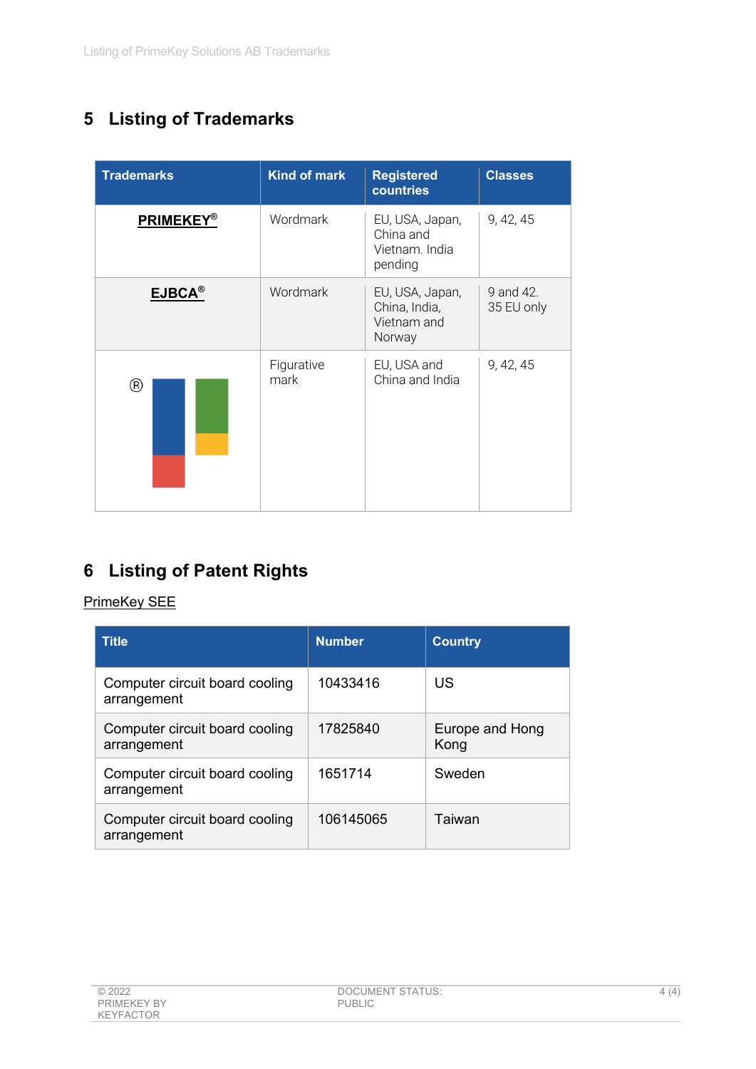## 5 Listing of Trademarks

| Trademarks | Kind of mark | Registered countries | Classes |
|---|---|---|---|
| **PRIMEKEY®** | Wordmark | EU, USA, Japan, China and Vietnam. India pending | 9, 42, 45 |
| **EJBCA®** | Wordmark | EU, USA, Japan, China, India, Vietnam and Norway | 9 and 42. 35 EU only |
| ® | Figurative mark | EU, USA and China and India | 9, 42, 45 |

## 6 Listing of Patent Rights

PrimeKey SEE

| Title | Number | Country |
|---|---|---|
| Computer circuit board cooling arrangement | 10433416 | US |
| Computer circuit board cooling arrangement | 17825840 | Europe and Hong Kong |
| Computer circuit board cooling arrangement | 1651714 | Sweden |
| Computer circuit board cooling arrangement | 106145065 | Taiwan |